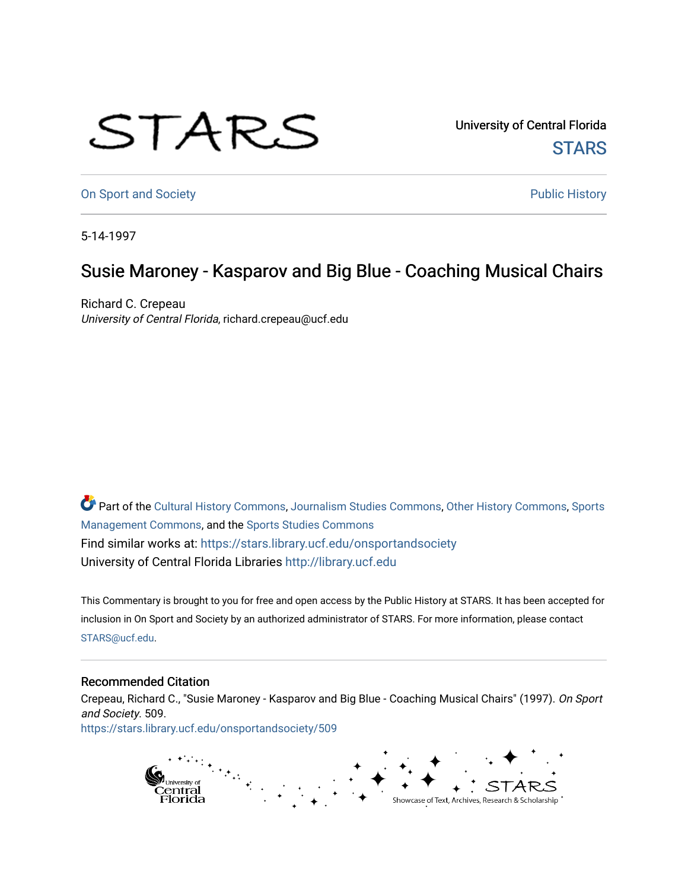University of Central Florida

STARS

On Sport and Society

Public History

5-14-1997

# Susie Maroney - Kasparov and Big Blue - Coaching Musical Chairs

Richard C. Crepeau
*University of Central Florida*, richard.crepeau@ucf.edu

Part of the Cultural History Commons, Journalism Studies Commons, Other History Commons, Sports Management Commons, and the Sports Studies Commons

Find similar works at: https://stars.library.ucf.edu/onsportandsociety

University of Central Florida Libraries http://library.ucf.edu

This Commentary is brought to you for free and open access by the Public History at STARS. It has been accepted for inclusion in On Sport and Society by an authorized administrator of STARS. For more information, please contact STARS@ucf.edu.

## Recommended Citation

Crepeau, Richard C., "Susie Maroney - Kasparov and Big Blue - Coaching Musical Chairs" (1997). *On Sport and Society*. 509.
https://stars.library.ucf.edu/onsportandsociety/509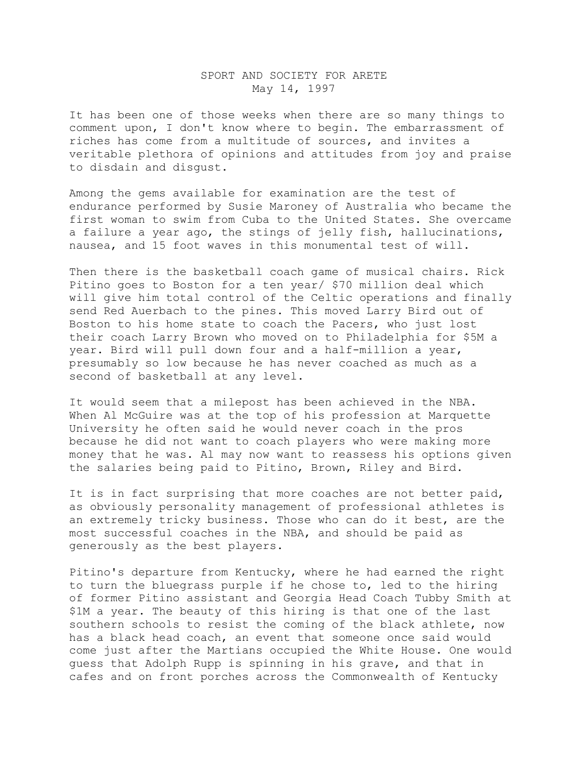# SPORT AND SOCIETY FOR ARETE
May 14, 1997

It has been one of those weeks when there are so many things to comment upon, I don't know where to begin. The embarrassment of riches has come from a multitude of sources, and invites a veritable plethora of opinions and attitudes from joy and praise to disdain and disgust.

Among the gems available for examination are the test of endurance performed by Susie Maroney of Australia who became the first woman to swim from Cuba to the United States. She overcame a failure a year ago, the stings of jelly fish, hallucinations, nausea, and 15 foot waves in this monumental test of will.

Then there is the basketball coach game of musical chairs. Rick Pitino goes to Boston for a ten year/ $70 million deal which will give him total control of the Celtic operations and finally send Red Auerbach to the pines. This moved Larry Bird out of Boston to his home state to coach the Pacers, who just lost their coach Larry Brown who moved on to Philadelphia for $5M a year. Bird will pull down four and a half-million a year, presumably so low because he has never coached as much as a second of basketball at any level.

It would seem that a milepost has been achieved in the NBA. When Al McGuire was at the top of his profession at Marquette University he often said he would never coach in the pros because he did not want to coach players who were making more money that he was. Al may now want to reassess his options given the salaries being paid to Pitino, Brown, Riley and Bird.

It is in fact surprising that more coaches are not better paid, as obviously personality management of professional athletes is an extremely tricky business. Those who can do it best, are the most successful coaches in the NBA, and should be paid as generously as the best players.

Pitino's departure from Kentucky, where he had earned the right to turn the bluegrass purple if he chose to, led to the hiring of former Pitino assistant and Georgia Head Coach Tubby Smith at $1M a year. The beauty of this hiring is that one of the last southern schools to resist the coming of the black athlete, now has a black head coach, an event that someone once said would come just after the Martians occupied the White House. One would guess that Adolph Rupp is spinning in his grave, and that in cafes and on front porches across the Commonwealth of Kentucky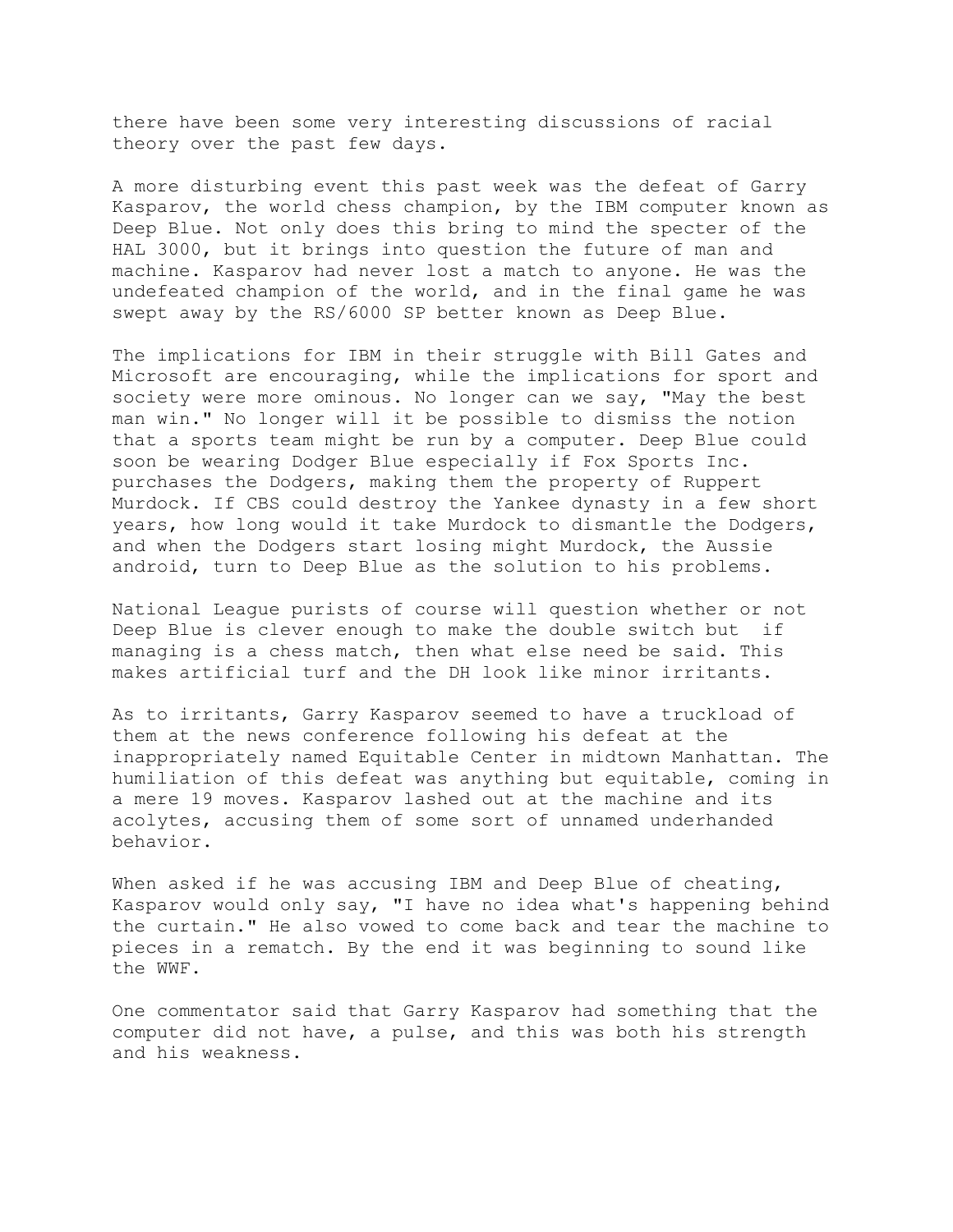there have been some very interesting discussions of racial theory over the past few days.

A more disturbing event this past week was the defeat of Garry Kasparov, the world chess champion, by the IBM computer known as Deep Blue. Not only does this bring to mind the specter of the HAL 3000, but it brings into question the future of man and machine. Kasparov had never lost a match to anyone. He was the undefeated champion of the world, and in the final game he was swept away by the RS/6000 SP better known as Deep Blue.

The implications for IBM in their struggle with Bill Gates and Microsoft are encouraging, while the implications for sport and society were more ominous. No longer can we say, "May the best man win." No longer will it be possible to dismiss the notion that a sports team might be run by a computer. Deep Blue could soon be wearing Dodger Blue especially if Fox Sports Inc. purchases the Dodgers, making them the property of Ruppert Murdock. If CBS could destroy the Yankee dynasty in a few short years, how long would it take Murdock to dismantle the Dodgers, and when the Dodgers start losing might Murdock, the Aussie android, turn to Deep Blue as the solution to his problems.

National League purists of course will question whether or not Deep Blue is clever enough to make the double switch but if managing is a chess match, then what else need be said. This makes artificial turf and the DH look like minor irritants.

As to irritants, Garry Kasparov seemed to have a truckload of them at the news conference following his defeat at the inappropriately named Equitable Center in midtown Manhattan. The humiliation of this defeat was anything but equitable, coming in a mere 19 moves. Kasparov lashed out at the machine and its acolytes, accusing them of some sort of unnamed underhanded behavior.

When asked if he was accusing IBM and Deep Blue of cheating, Kasparov would only say, "I have no idea what's happening behind the curtain." He also vowed to come back and tear the machine to pieces in a rematch. By the end it was beginning to sound like the WWF.

One commentator said that Garry Kasparov had something that the computer did not have, a pulse, and this was both his strength and his weakness.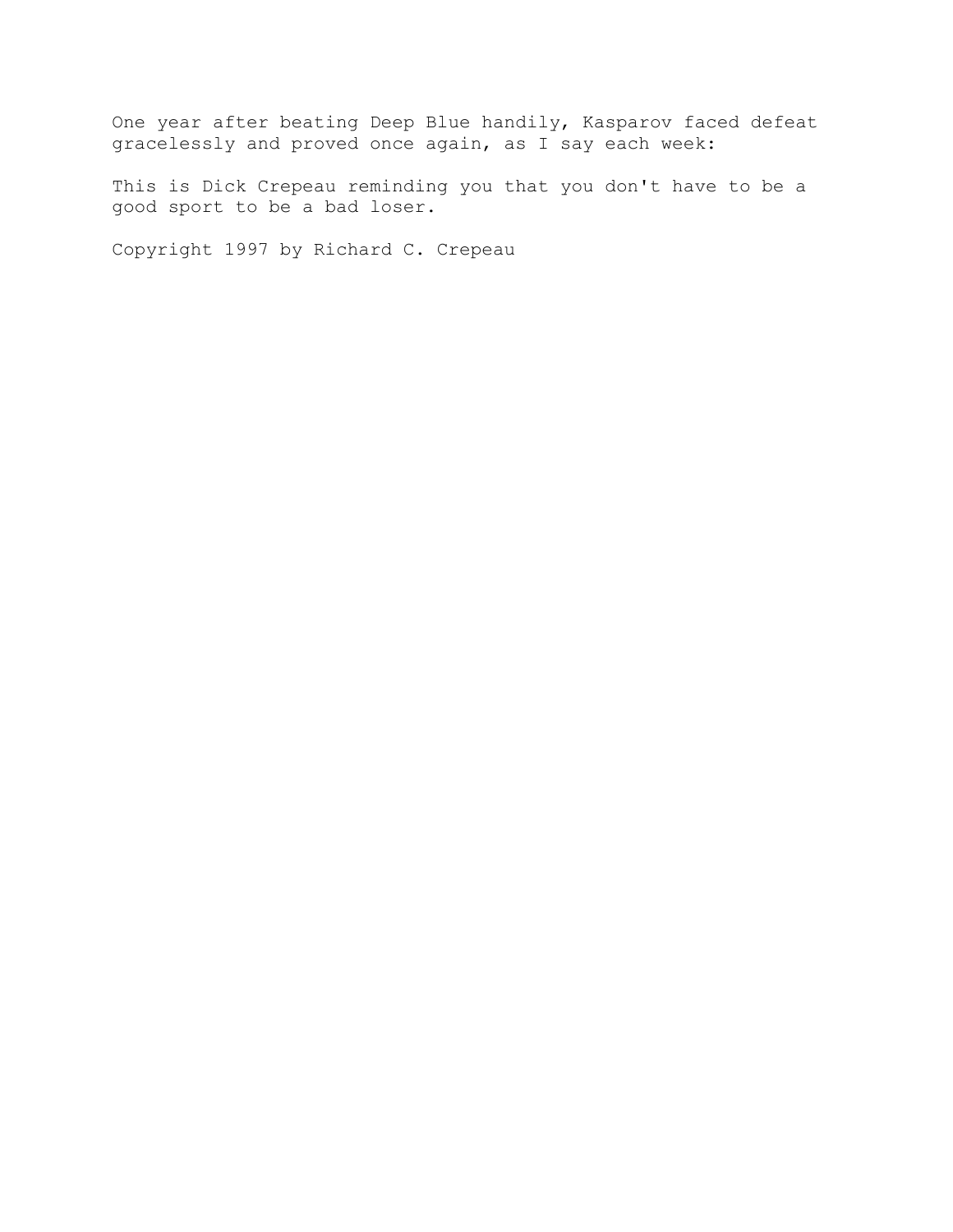One year after beating Deep Blue handily, Kasparov faced defeat gracelessly and proved once again, as I say each week:

This is Dick Crepeau reminding you that you don't have to be a good sport to be a bad loser.

Copyright 1997 by Richard C. Crepeau